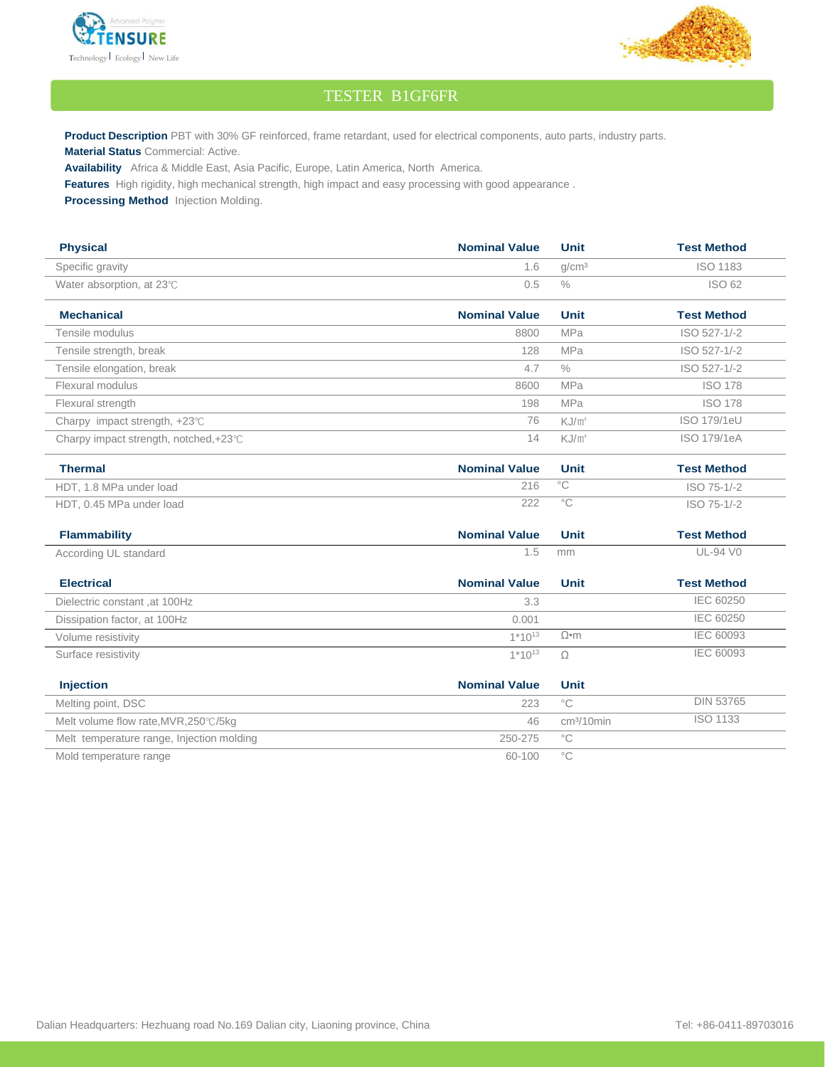# TESTER B1GF6FR

**Product Description** PBT with 30% GF reinforced, frame retardant, used for electrical components, auto parts, industry parts.

**Material Status** Commercial: Active.

**Availability** Africa & Middle East, Asia Pacific, Europe, Latin America, North America.

**Features** High rigidity, high mechanical strength, high impact and easy processing with good appearance .

**Processing Method** Injection Molding.

| Physical | Nominal Value | Unit | Test Method |
|---|---|---|---|
| Specific gravity | 1.6 | g/cm³ | ISO 1183 |
| Water absorption, at 23℃ | 0.5 | % | ISO 62 |

| Mechanical | Nominal Value | Unit | Test Method |
|---|---|---|---|
| Tensile modulus | 8800 | MPa | ISO 527-1/-2 |
| Tensile strength, break | 128 | MPa | ISO 527-1/-2 |
| Tensile elongation, break | 4.7 | % | ISO 527-1/-2 |
| Flexural modulus | 8600 | MPa | ISO 178 |
| Flexural strength | 198 | MPa | ISO 178 |
| Charpy impact strength, +23℃ | 76 | KJ/㎡ | ISO 179/1eU |
| Charpy impact strength, notched,+23℃ | 14 | KJ/㎡ | ISO 179/1eA |

| Thermal | Nominal Value | Unit | Test Method |
|---|---|---|---|
| HDT, 1.8 MPa under load | 216 | °C | ISO 75-1/-2 |
| HDT, 0.45 MPa under load | 222 | °C | ISO 75-1/-2 |

| Flammability | Nominal Value | Unit | Test Method |
|---|---|---|---|
| According UL standard | 1.5 | mm | UL-94 V0 |

| Electrical | Nominal Value | Unit | Test Method |
|---|---|---|---|
| Dielectric constant ,at 100Hz | 3.3 | | IEC 60250 |
| Dissipation factor, at 100Hz | 0.001 | | IEC 60250 |
| Volume resistivity | $1*10^{13}$ | Ω•m | IEC 60093 |
| Surface resistivity | $1*10^{13}$ | Ω | IEC 60093 |

| Injection | Nominal Value | Unit | |
|---|---|---|---|
| Melting point, DSC | 223 | °C | DIN 53765 |
| Melt volume flow rate,MVR,250℃/5kg | 46 | cm³/10min | ISO 1133 |
| Melt temperature range, Injection molding | 250-275 | °C | |
| Mold temperature range | 60-100 | °C | |

Dalian Headquarters: Hezhuang road No.169 Dalian city, Liaoning province, China

Tel: +86-0411-89703016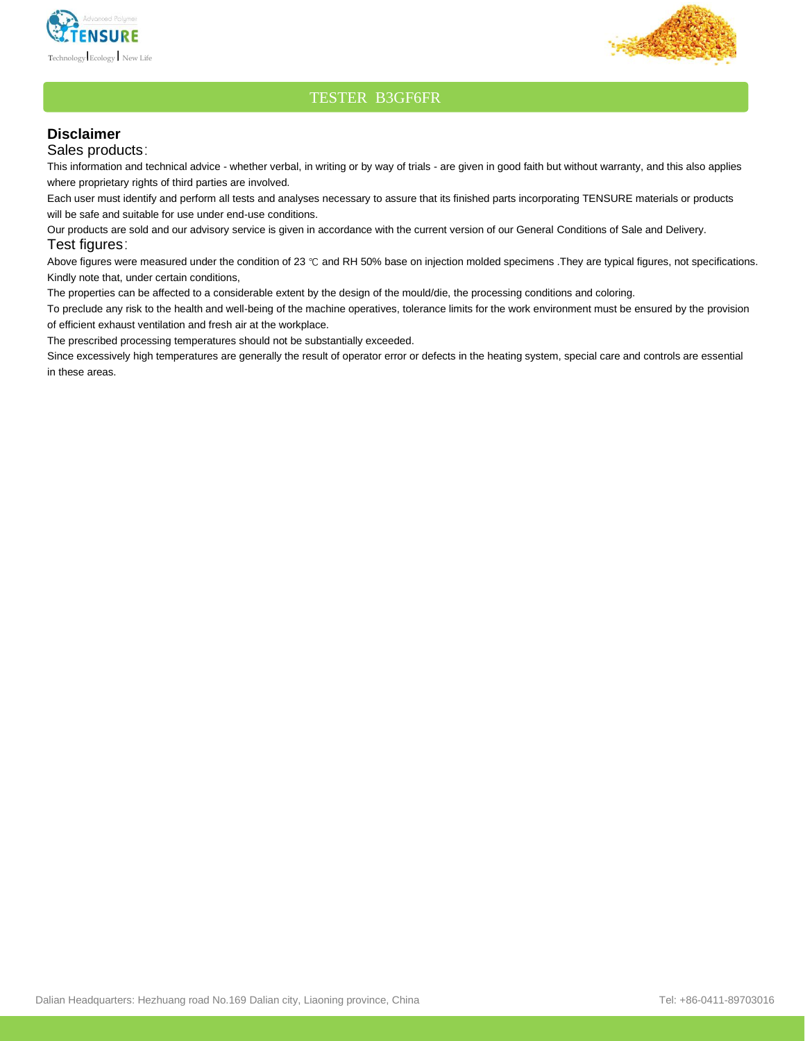## TESTER B3GF6FR

### Disclaimer

Sales products：

This information and technical advice - whether verbal, in writing or by way of trials - are given in good faith but without warranty, and this also applies where proprietary rights of third parties are involved.

Each user must identify and perform all tests and analyses necessary to assure that its finished parts incorporating TENSURE materials or products will be safe and suitable for use under end-use conditions.

Our products are sold and our advisory service is given in accordance with the current version of our General Conditions of Sale and Delivery.

Test figures：

Above figures were measured under the condition of 23 ℃ and RH 50% base on injection molded specimens .They are typical figures, not specifications. Kindly note that, under certain conditions,

The properties can be affected to a considerable extent by the design of the mould/die, the processing conditions and coloring.

To preclude any risk to the health and well-being of the machine operatives, tolerance limits for the work environment must be ensured by the provision of efficient exhaust ventilation and fresh air at the workplace.

The prescribed processing temperatures should not be substantially exceeded.

Since excessively high temperatures are generally the result of operator error or defects in the heating system, special care and controls are essential in these areas.